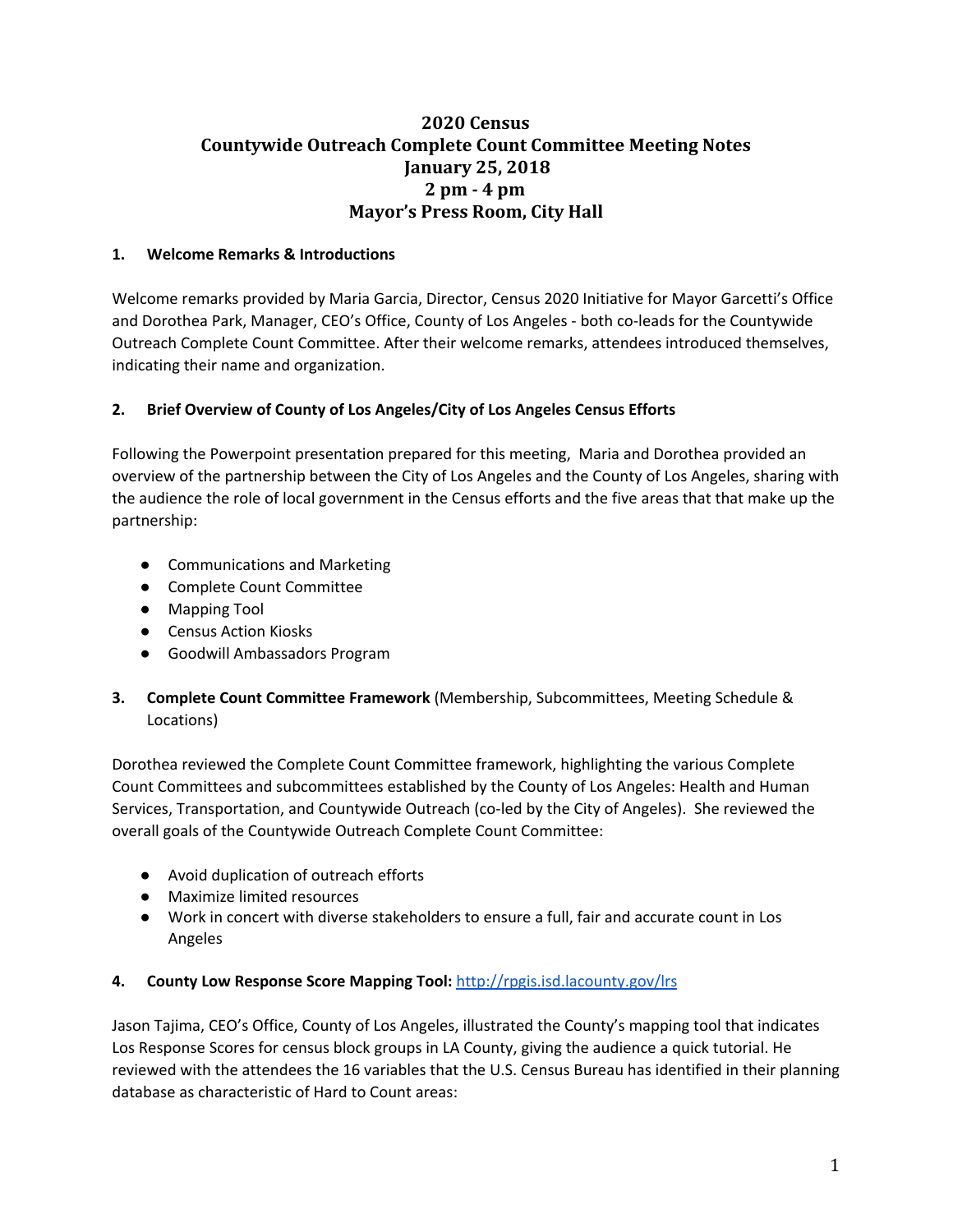# 2020 Census
# Countywide Outreach Complete Count Committee Meeting Notes
# January 25, 2018
# 2 pm - 4 pm
# Mayor's Press Room, City Hall

**1. Welcome Remarks & Introductions**

Welcome remarks provided by Maria Garcia, Director, Census 2020 Initiative for Mayor Garcetti's Office and Dorothea Park, Manager, CEO's Office, County of Los Angeles - both co-leads for the Countywide Outreach Complete Count Committee. After their welcome remarks, attendees introduced themselves, indicating their name and organization.

**2. Brief Overview of County of Los Angeles/City of Los Angeles Census Efforts**

Following the Powerpoint presentation prepared for this meeting, Maria and Dorothea provided an overview of the partnership between the City of Los Angeles and the County of Los Angeles, sharing with the audience the role of local government in the Census efforts and the five areas that that make up the partnership:

- Communications and Marketing
- Complete Count Committee
- Mapping Tool
- Census Action Kiosks
- Goodwill Ambassadors Program

**3. Complete Count Committee Framework** (Membership, Subcommittees, Meeting Schedule & Locations)

Dorothea reviewed the Complete Count Committee framework, highlighting the various Complete Count Committees and subcommittees established by the County of Los Angeles: Health and Human Services, Transportation, and Countywide Outreach (co-led by the City of Angeles). She reviewed the overall goals of the Countywide Outreach Complete Count Committee:

- Avoid duplication of outreach efforts
- Maximize limited resources
- Work in concert with diverse stakeholders to ensure a full, fair and accurate count in Los Angeles

**4. County Low Response Score Mapping Tool:** [http://rpgis.isd.lacounty.gov/lrs](http://rpgis.isd.lacounty.gov/lrs)

Jason Tajima, CEO's Office, County of Los Angeles, illustrated the County's mapping tool that indicates Los Response Scores for census block groups in LA County, giving the audience a quick tutorial. He reviewed with the attendees the 16 variables that the U.S. Census Bureau has identified in their planning database as characteristic of Hard to Count areas: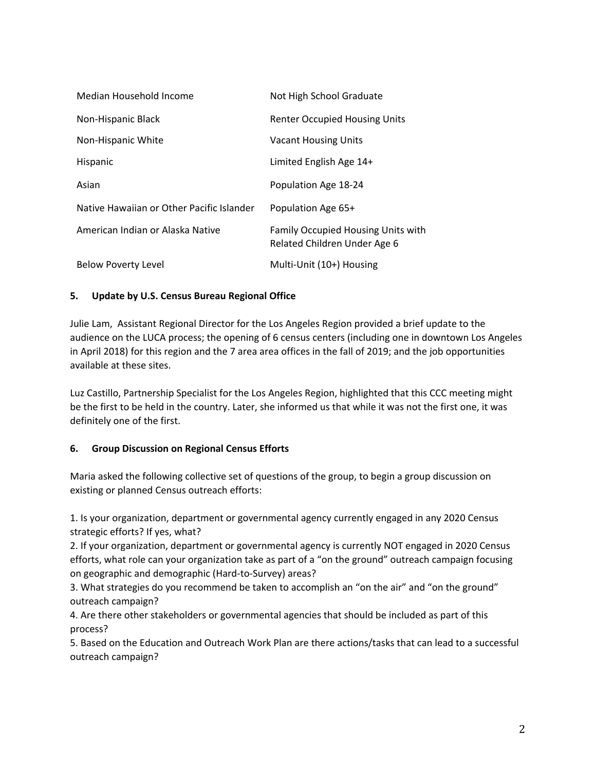| | |
|---|---|
| Median Household Income | Not High School Graduate |
| Non-Hispanic Black | Renter Occupied Housing Units |
| Non-Hispanic White | Vacant Housing Units |
| Hispanic | Limited English Age 14+ |
| Asian | Population Age 18-24 |
| Native Hawaiian or Other Pacific Islander | Population Age 65+ |
| American Indian or Alaska Native | Family Occupied Housing Units with Related Children Under Age 6 |
| Below Poverty Level | Multi-Unit (10+) Housing |

### 5. Update by U.S. Census Bureau Regional Office

Julie Lam, Assistant Regional Director for the Los Angeles Region provided a brief update to the audience on the LUCA process; the opening of 6 census centers (including one in downtown Los Angeles in April 2018) for this region and the 7 area area offices in the fall of 2019; and the job opportunities available at these sites.

Luz Castillo, Partnership Specialist for the Los Angeles Region, highlighted that this CCC meeting might be the first to be held in the country. Later, she informed us that while it was not the first one, it was definitely one of the first.

### 6. Group Discussion on Regional Census Efforts

Maria asked the following collective set of questions of the group, to begin a group discussion on existing or planned Census outreach efforts:

1. Is your organization, department or governmental agency currently engaged in any 2020 Census strategic efforts? If yes, what?
2. If your organization, department or governmental agency is currently NOT engaged in 2020 Census efforts, what role can your organization take as part of a "on the ground" outreach campaign focusing on geographic and demographic (Hard-to-Survey) areas?
3. What strategies do you recommend be taken to accomplish an "on the air" and "on the ground" outreach campaign?
4. Are there other stakeholders or governmental agencies that should be included as part of this process?
5. Based on the Education and Outreach Work Plan are there actions/tasks that can lead to a successful outreach campaign?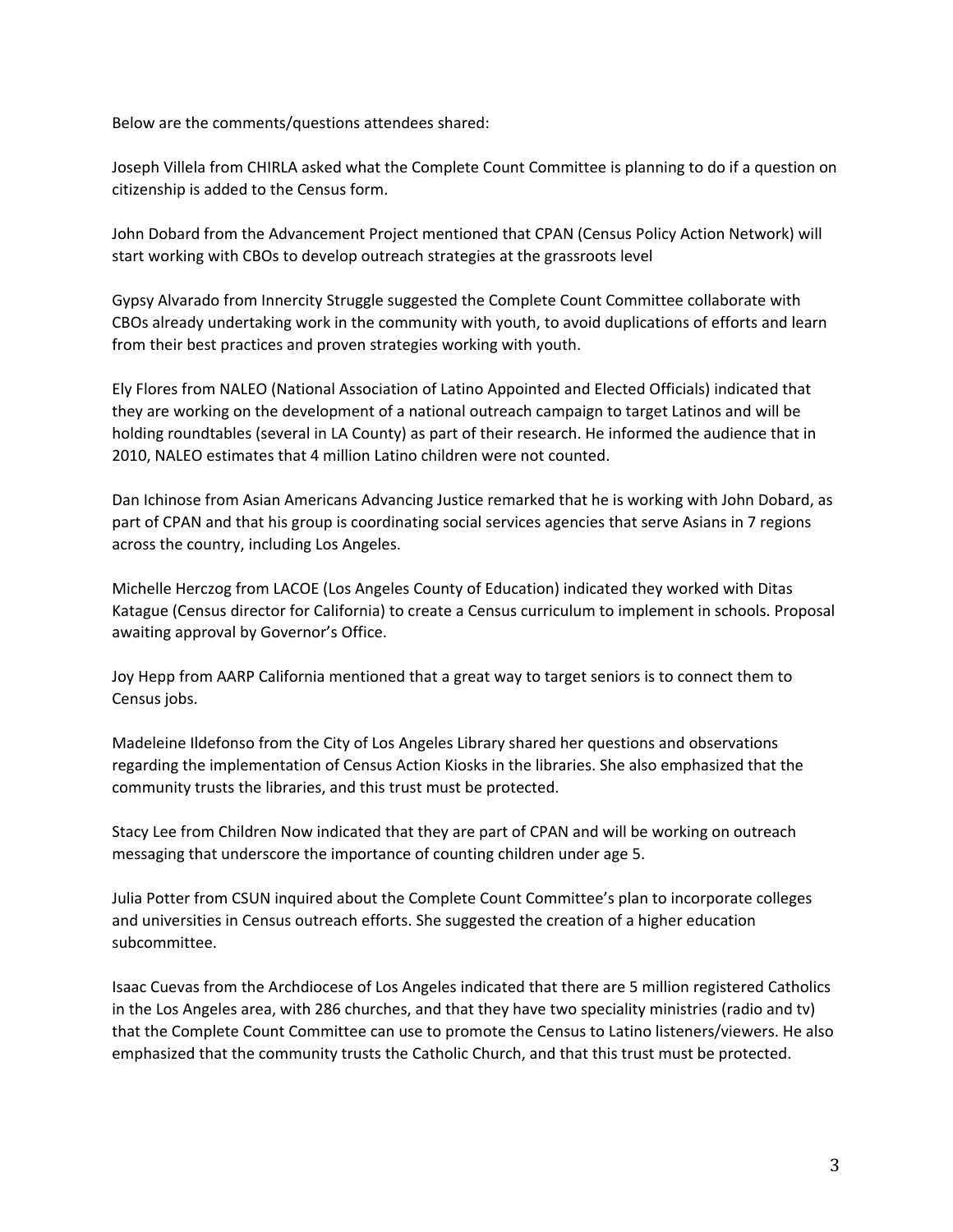Below are the comments/questions attendees shared:

Joseph Villela from CHIRLA asked what the Complete Count Committee is planning to do if a question on citizenship is added to the Census form.

John Dobard from the Advancement Project mentioned that CPAN (Census Policy Action Network) will start working with CBOs to develop outreach strategies at the grassroots level

Gypsy Alvarado from Innercity Struggle suggested the Complete Count Committee collaborate with CBOs already undertaking work in the community with youth, to avoid duplications of efforts and learn from their best practices and proven strategies working with youth.

Ely Flores from NALEO (National Association of Latino Appointed and Elected Officials) indicated that they are working on the development of a national outreach campaign to target Latinos and will be holding roundtables (several in LA County) as part of their research. He informed the audience that in 2010, NALEO estimates that 4 million Latino children were not counted.

Dan Ichinose from Asian Americans Advancing Justice remarked that he is working with John Dobard, as part of CPAN and that his group is coordinating social services agencies that serve Asians in 7 regions across the country, including Los Angeles.

Michelle Herczog from LACOE (Los Angeles County of Education) indicated they worked with Ditas Katague (Census director for California) to create a Census curriculum to implement in schools. Proposal awaiting approval by Governor's Office.

Joy Hepp from AARP California mentioned that a great way to target seniors is to connect them to Census jobs.

Madeleine Ildefonso from the City of Los Angeles Library shared her questions and observations regarding the implementation of Census Action Kiosks in the libraries. She also emphasized that the community trusts the libraries, and this trust must be protected.

Stacy Lee from Children Now indicated that they are part of CPAN and will be working on outreach messaging that underscore the importance of counting children under age 5.

Julia Potter from CSUN inquired about the Complete Count Committee's plan to incorporate colleges and universities in Census outreach efforts. She suggested the creation of a higher education subcommittee.

Isaac Cuevas from the Archdiocese of Los Angeles indicated that there are 5 million registered Catholics in the Los Angeles area, with 286 churches, and that they have two speciality ministries (radio and tv) that the Complete Count Committee can use to promote the Census to Latino listeners/viewers. He also emphasized that the community trusts the Catholic Church, and that this trust must be protected.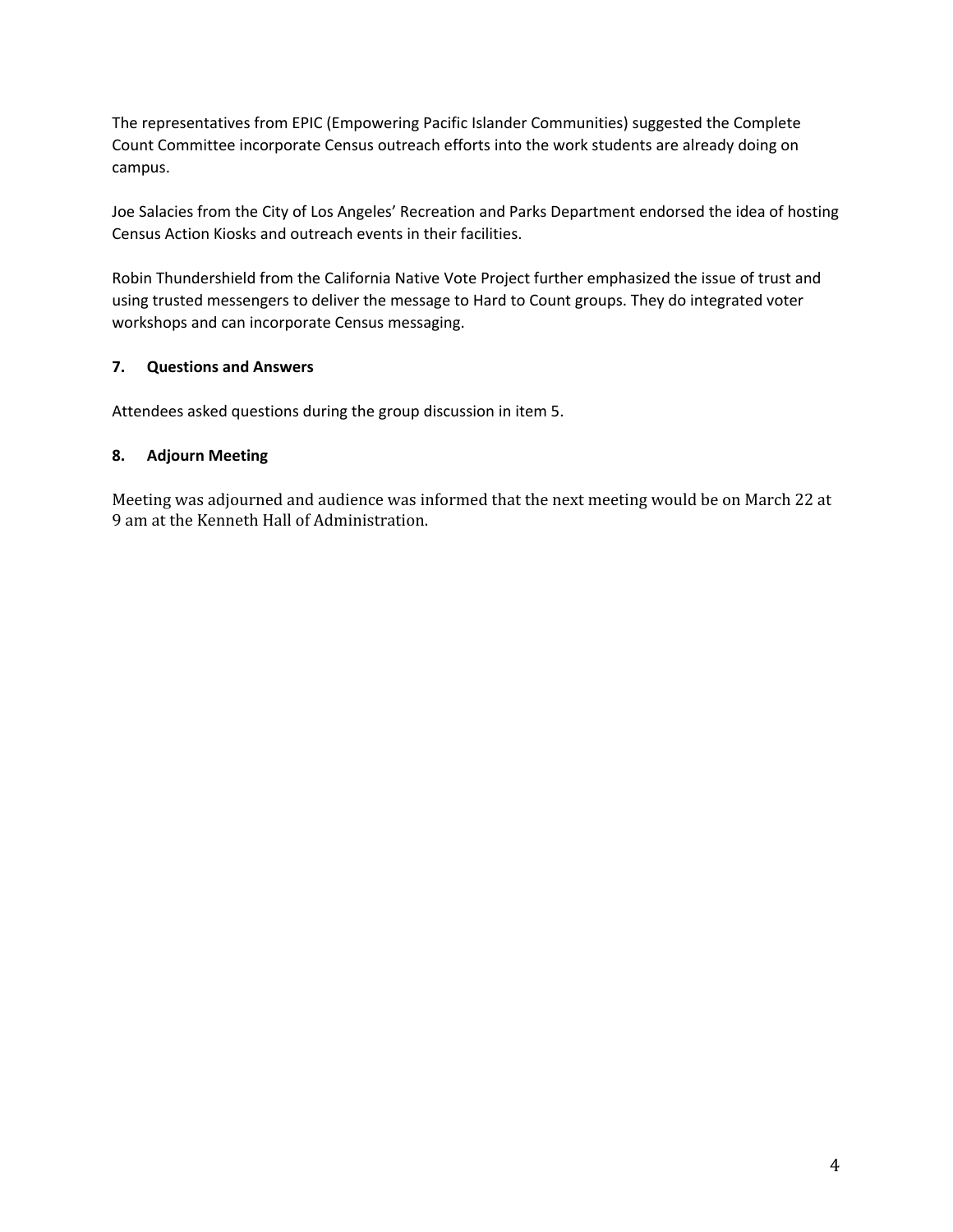The representatives from EPIC (Empowering Pacific Islander Communities) suggested the Complete Count Committee incorporate Census outreach efforts into the work students are already doing on campus.

Joe Salacies from the City of Los Angeles' Recreation and Parks Department endorsed the idea of hosting Census Action Kiosks and outreach events in their facilities.

Robin Thundershield from the California Native Vote Project further emphasized the issue of trust and using trusted messengers to deliver the message to Hard to Count groups. They do integrated voter workshops and can incorporate Census messaging.

**7. Questions and Answers**

Attendees asked questions during the group discussion in item 5.

**8. Adjourn Meeting**

Meeting was adjourned and audience was informed that the next meeting would be on March 22 at 9 am at the Kenneth Hall of Administration.